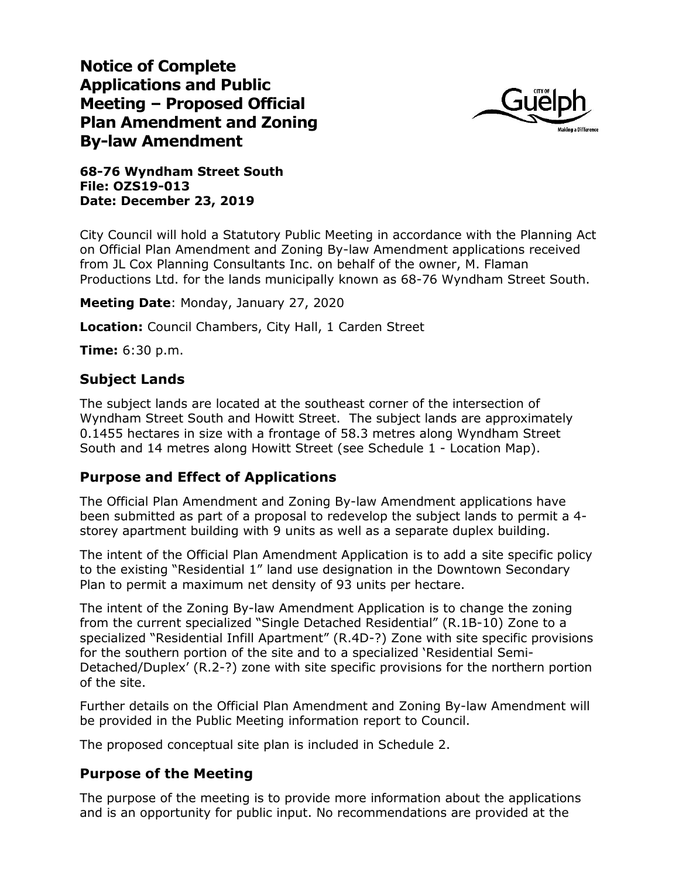# Notice of Complete Applications and Public Meeting – Proposed Official Plan Amendment and Zoning By-law Amendment

**68-76 Wyndham Street South**
**File: OZS19-013**
**Date: December 23, 2019**

City Council will hold a Statutory Public Meeting in accordance with the Planning Act on Official Plan Amendment and Zoning By-law Amendment applications received from JL Cox Planning Consultants Inc. on behalf of the owner, M. Flaman Productions Ltd. for the lands municipally known as 68-76 Wyndham Street South.

**Meeting Date**: Monday, January 27, 2020

**Location:** Council Chambers, City Hall, 1 Carden Street

**Time:** 6:30 p.m.

## Subject Lands

The subject lands are located at the southeast corner of the intersection of Wyndham Street South and Howitt Street. The subject lands are approximately 0.1455 hectares in size with a frontage of 58.3 metres along Wyndham Street South and 14 metres along Howitt Street (see Schedule 1 - Location Map).

## Purpose and Effect of Applications

The Official Plan Amendment and Zoning By-law Amendment applications have been submitted as part of a proposal to redevelop the subject lands to permit a 4-storey apartment building with 9 units as well as a separate duplex building.

The intent of the Official Plan Amendment Application is to add a site specific policy to the existing "Residential 1" land use designation in the Downtown Secondary Plan to permit a maximum net density of 93 units per hectare.

The intent of the Zoning By-law Amendment Application is to change the zoning from the current specialized "Single Detached Residential" (R.1B-10) Zone to a specialized "Residential Infill Apartment" (R.4D-?) Zone with site specific provisions for the southern portion of the site and to a specialized 'Residential Semi-Detached/Duplex' (R.2-?) zone with site specific provisions for the northern portion of the site.

Further details on the Official Plan Amendment and Zoning By-law Amendment will be provided in the Public Meeting information report to Council.

The proposed conceptual site plan is included in Schedule 2.

## Purpose of the Meeting

The purpose of the meeting is to provide more information about the applications and is an opportunity for public input. No recommendations are provided at the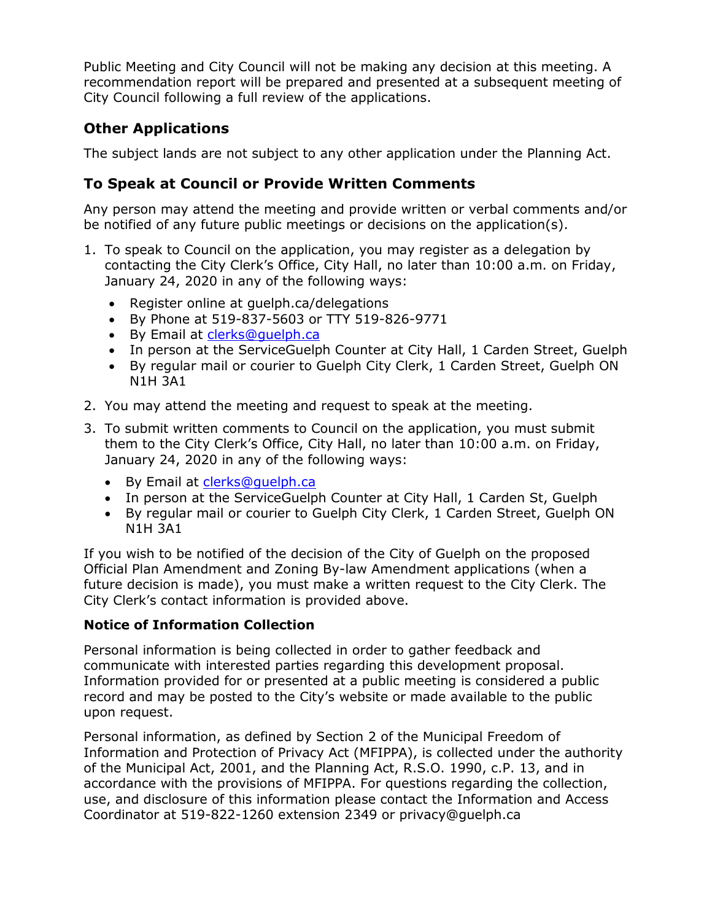Public Meeting and City Council will not be making any decision at this meeting. A recommendation report will be prepared and presented at a subsequent meeting of City Council following a full review of the applications.

## Other Applications

The subject lands are not subject to any other application under the Planning Act.

## To Speak at Council or Provide Written Comments

Any person may attend the meeting and provide written or verbal comments and/or be notified of any future public meetings or decisions on the application(s).

1. To speak to Council on the application, you may register as a delegation by contacting the City Clerk's Office, City Hall, no later than 10:00 a.m. on Friday, January 24, 2020 in any of the following ways:
   - Register online at guelph.ca/delegations
   - By Phone at 519-837-5603 or TTY 519-826-9771
   - By Email at clerks@guelph.ca
   - In person at the ServiceGuelph Counter at City Hall, 1 Carden Street, Guelph
   - By regular mail or courier to Guelph City Clerk, 1 Carden Street, Guelph ON N1H 3A1
2. You may attend the meeting and request to speak at the meeting.
3. To submit written comments to Council on the application, you must submit them to the City Clerk's Office, City Hall, no later than 10:00 a.m. on Friday, January 24, 2020 in any of the following ways:
   - By Email at clerks@guelph.ca
   - In person at the ServiceGuelph Counter at City Hall, 1 Carden St, Guelph
   - By regular mail or courier to Guelph City Clerk, 1 Carden Street, Guelph ON N1H 3A1

If you wish to be notified of the decision of the City of Guelph on the proposed Official Plan Amendment and Zoning By-law Amendment applications (when a future decision is made), you must make a written request to the City Clerk. The City Clerk's contact information is provided above.

### Notice of Information Collection

Personal information is being collected in order to gather feedback and communicate with interested parties regarding this development proposal. Information provided for or presented at a public meeting is considered a public record and may be posted to the City's website or made available to the public upon request.

Personal information, as defined by Section 2 of the Municipal Freedom of Information and Protection of Privacy Act (MFIPPA), is collected under the authority of the Municipal Act, 2001, and the Planning Act, R.S.O. 1990, c.P. 13, and in accordance with the provisions of MFIPPA. For questions regarding the collection, use, and disclosure of this information please contact the Information and Access Coordinator at 519-822-1260 extension 2349 or privacy@guelph.ca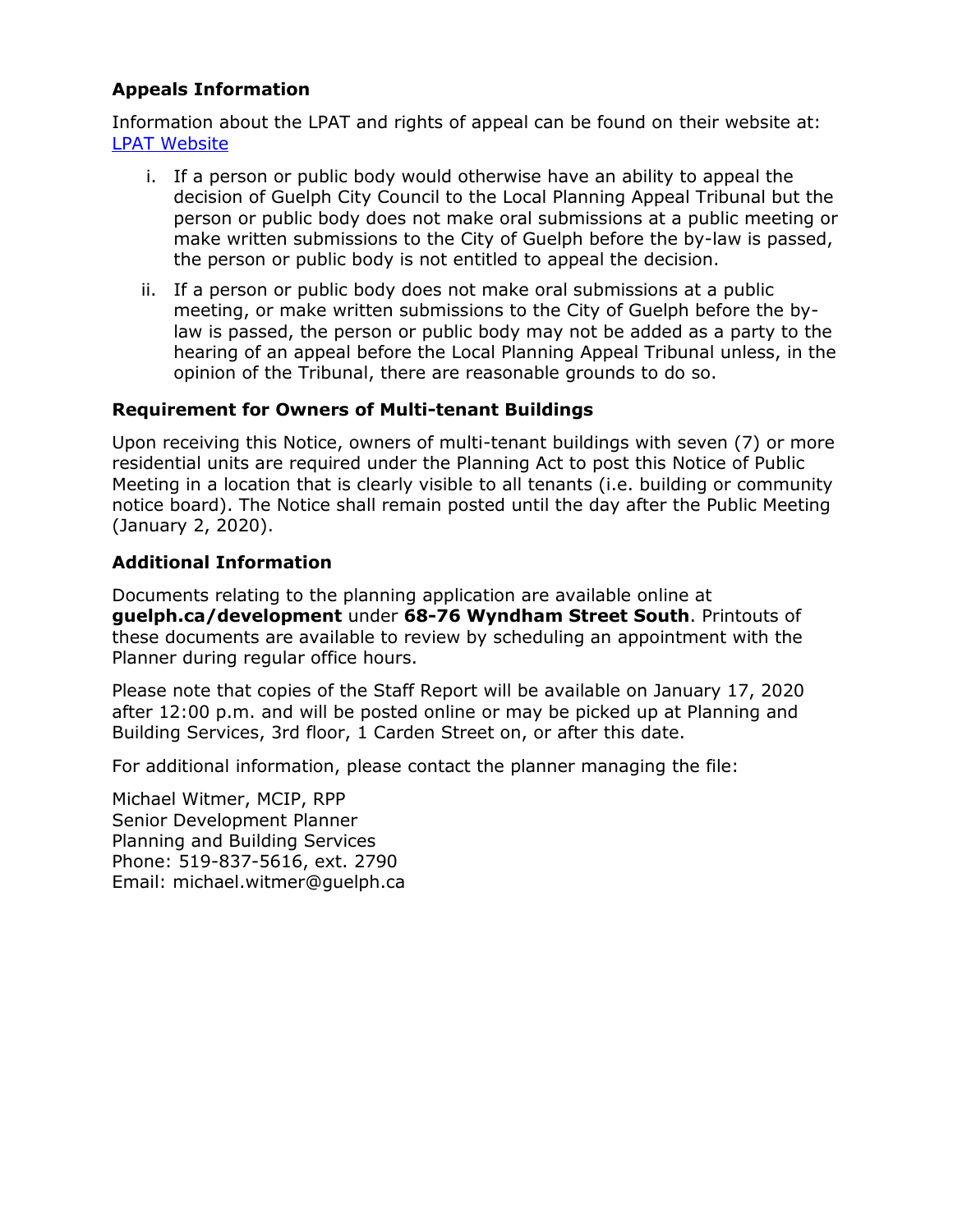### Appeals Information

Information about the LPAT and rights of appeal can be found on their website at: [LPAT Website]

i. If a person or public body would otherwise have an ability to appeal the decision of Guelph City Council to the Local Planning Appeal Tribunal but the person or public body does not make oral submissions at a public meeting or make written submissions to the City of Guelph before the by-law is passed, the person or public body is not entitled to appeal the decision.

ii. If a person or public body does not make oral submissions at a public meeting, or make written submissions to the City of Guelph before the by-law is passed, the person or public body may not be added as a party to the hearing of an appeal before the Local Planning Appeal Tribunal unless, in the opinion of the Tribunal, there are reasonable grounds to do so.

### Requirement for Owners of Multi-tenant Buildings

Upon receiving this Notice, owners of multi-tenant buildings with seven (7) or more residential units are required under the Planning Act to post this Notice of Public Meeting in a location that is clearly visible to all tenants (i.e. building or community notice board). The Notice shall remain posted until the day after the Public Meeting (January 2, 2020).

### Additional Information

Documents relating to the planning application are available online at **guelph.ca/development** under **68-76 Wyndham Street South**. Printouts of these documents are available to review by scheduling an appointment with the Planner during regular office hours.

Please note that copies of the Staff Report will be available on January 17, 2020 after 12:00 p.m. and will be posted online or may be picked up at Planning and Building Services, 3rd floor, 1 Carden Street on, or after this date.

For additional information, please contact the planner managing the file:

Michael Witmer, MCIP, RPP
Senior Development Planner
Planning and Building Services
Phone: 519-837-5616, ext. 2790
Email: michael.witmer@guelph.ca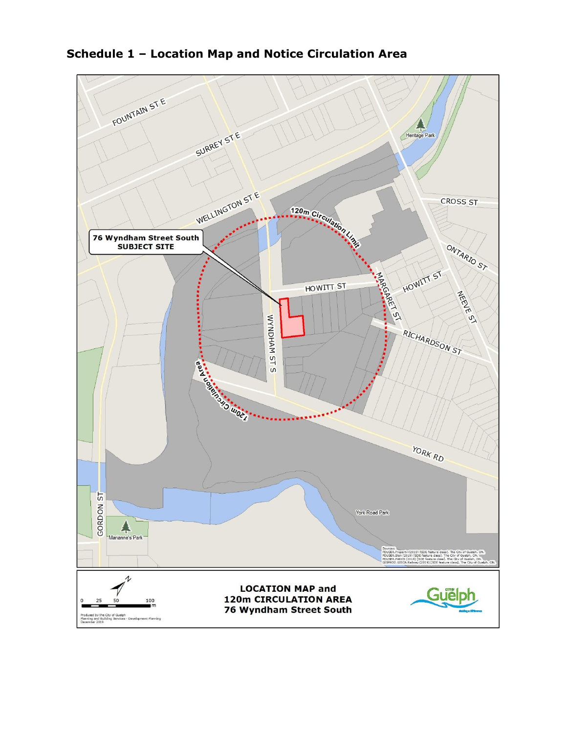## Schedule 1 – Location Map and Notice Circulation Area

FOUNTAIN ST E

SURREY ST E

WELLINGTON ST E

Heritage Park

CROSS ST

ONTARIO ST

NEEVE ST

120m Circulation Limit

**76 Wyndham Street South SUBJECT SITE**

HOWITT ST

HOWITT ST

MARGARET ST

RICHARDSON ST

WYNDHAM ST S

120m Circulation Area

YORK RD

GORDON ST

York Road Park

Marianne's Park

Sources:
PDUSER.Property (2019) [SDE feature class]. The City of Guelph, ON.
PDUSER.Sign (2019) [SDE feature class]. The City of Guelph, ON.
PDUSER.PARKS (2019) [SDE feature class]. The City of Guelph, ON.
GISPROD.GISOA.Railway (2019) [SDE feature class]. The City of Guelph, ON.

N

0 25 50 100 m

Produced by the City of Guelph
Planning and Building Services - Development Planning
December 2019

**LOCATION MAP and**
**120m CIRCULATION AREA**
**76 Wyndham Street South**

City of Guelph
Making a Difference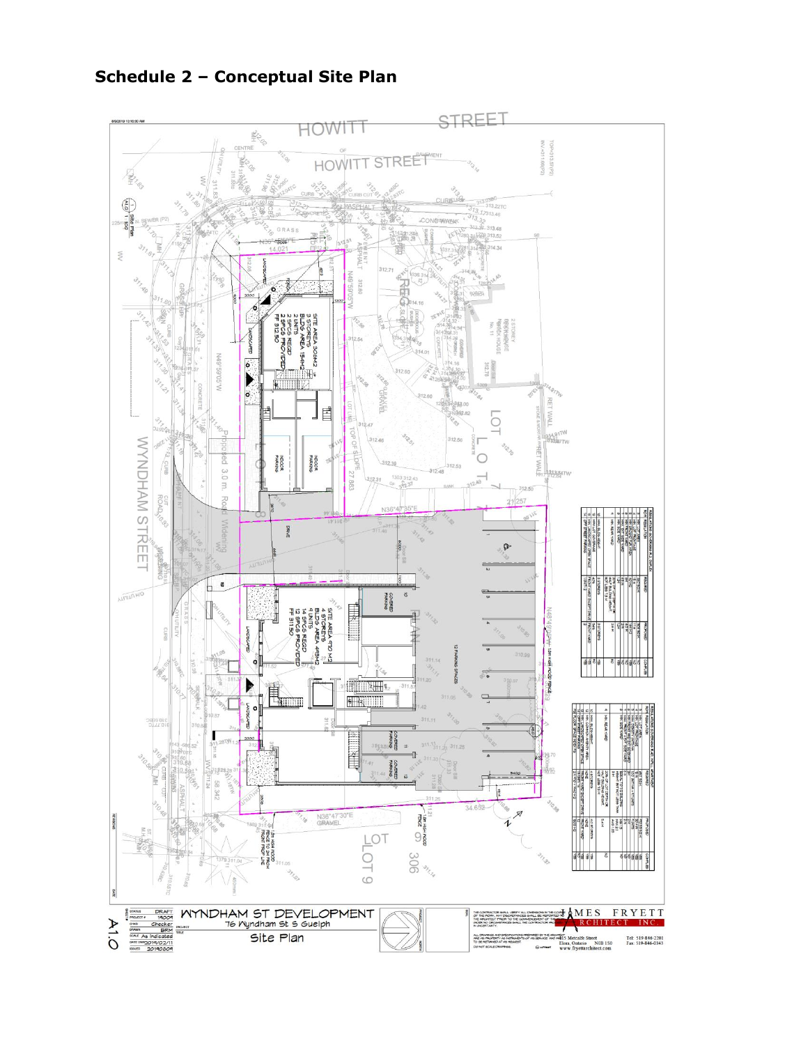# Schedule 2 – Conceptual Site Plan

HOWITT STREET

WYNDHAM STREET

SITE AREA 309M2
3 STOREYS
BLDG AREA 154M2
2 UNITS
2 SPCS REQD
2 SPCS PROVIDED
FF 312.50

SITE AREA 970 M2
4 STOREYS
BLDG AREA 448M2
41 UNITS
14 SPCS REQD
12 SPCS PROVIDED
FF 311.50

Proposed 3.0 m. Road Widening

12 PARKING SPACES

WYNDHAM ST DEVELOPMENT
76 Wyndham St S Guelph

Site Plan

A1.0

JAMES FRYETT ARCHITECT INC.
15 Metcalfe Street
Elora, Ontario N0B 1S0
www.fryettarchitect.com
Tel: 519-846-2201
Fax: 519-846-0343